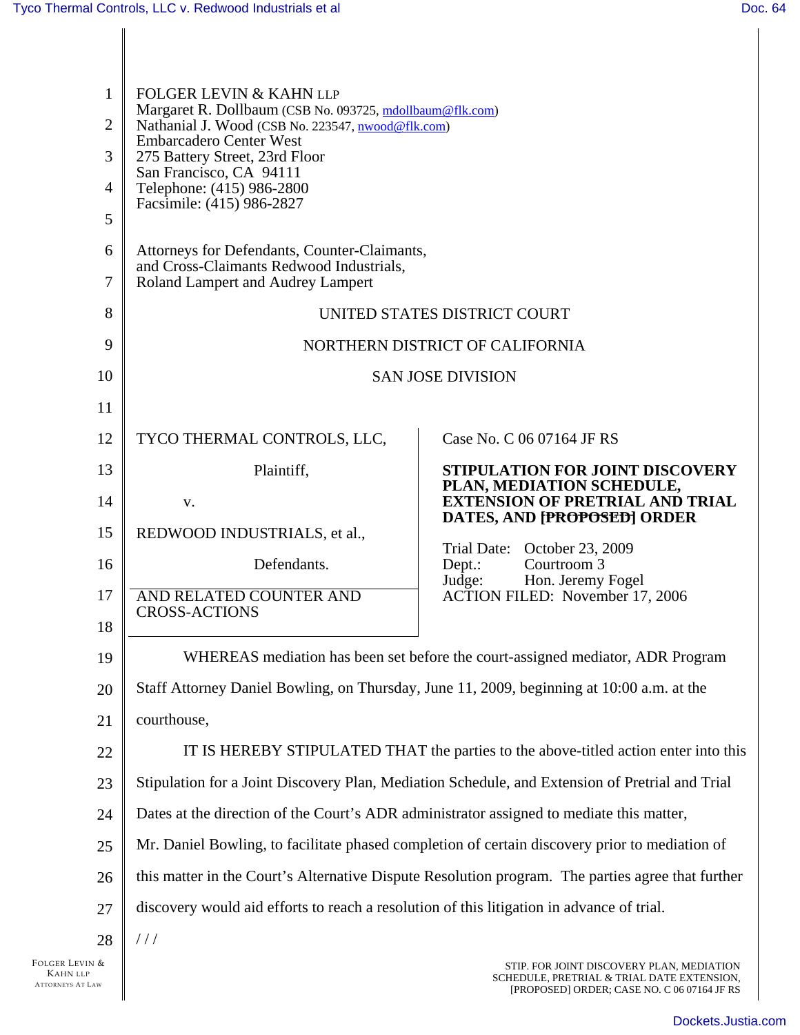FOLGER LEVIN & KAHN LLP
Margaret R. Dollbaum (CSB No. 093725, mdollbaum@flk.com)
Nathanial J. Wood (CSB No. 223547, nwood@flk.com)
Embarcadero Center West
275 Battery Street, 23rd Floor
San Francisco, CA 94111
Telephone: (415) 986-2800
Facsimile: (415) 986-2827

Attorneys for Defendants, Counter-Claimants, and Cross-Claimants Redwood Industrials, Roland Lampert and Audrey Lampert

UNITED STATES DISTRICT COURT

NORTHERN DISTRICT OF CALIFORNIA

SAN JOSE DIVISION

TYCO THERMAL CONTROLS, LLC,

Plaintiff,

v.

REDWOOD INDUSTRIALS, et al.,

Defendants.

AND RELATED COUNTER AND CROSS-ACTIONS

Case No. C 06 07164 JF RS

**STIPULATION FOR JOINT DISCOVERY PLAN, MEDIATION SCHEDULE, EXTENSION OF PRETRIAL AND TRIAL DATES, AND ~~[PROPOSED]~~ ORDER**

Trial Date: October 23, 2009
Dept.: Courtroom 3
Judge: Hon. Jeremy Fogel
ACTION FILED: November 17, 2006

WHEREAS mediation has been set before the court-assigned mediator, ADR Program Staff Attorney Daniel Bowling, on Thursday, June 11, 2009, beginning at 10:00 a.m. at the courthouse,

IT IS HEREBY STIPULATED THAT the parties to the above-titled action enter into this Stipulation for a Joint Discovery Plan, Mediation Schedule, and Extension of Pretrial and Trial Dates at the direction of the Court's ADR administrator assigned to mediate this matter, Mr. Daniel Bowling, to facilitate phased completion of certain discovery prior to mediation of this matter in the Court's Alternative Dispute Resolution program. The parties agree that further discovery would aid efforts to reach a resolution of this litigation in advance of trial.

/ / /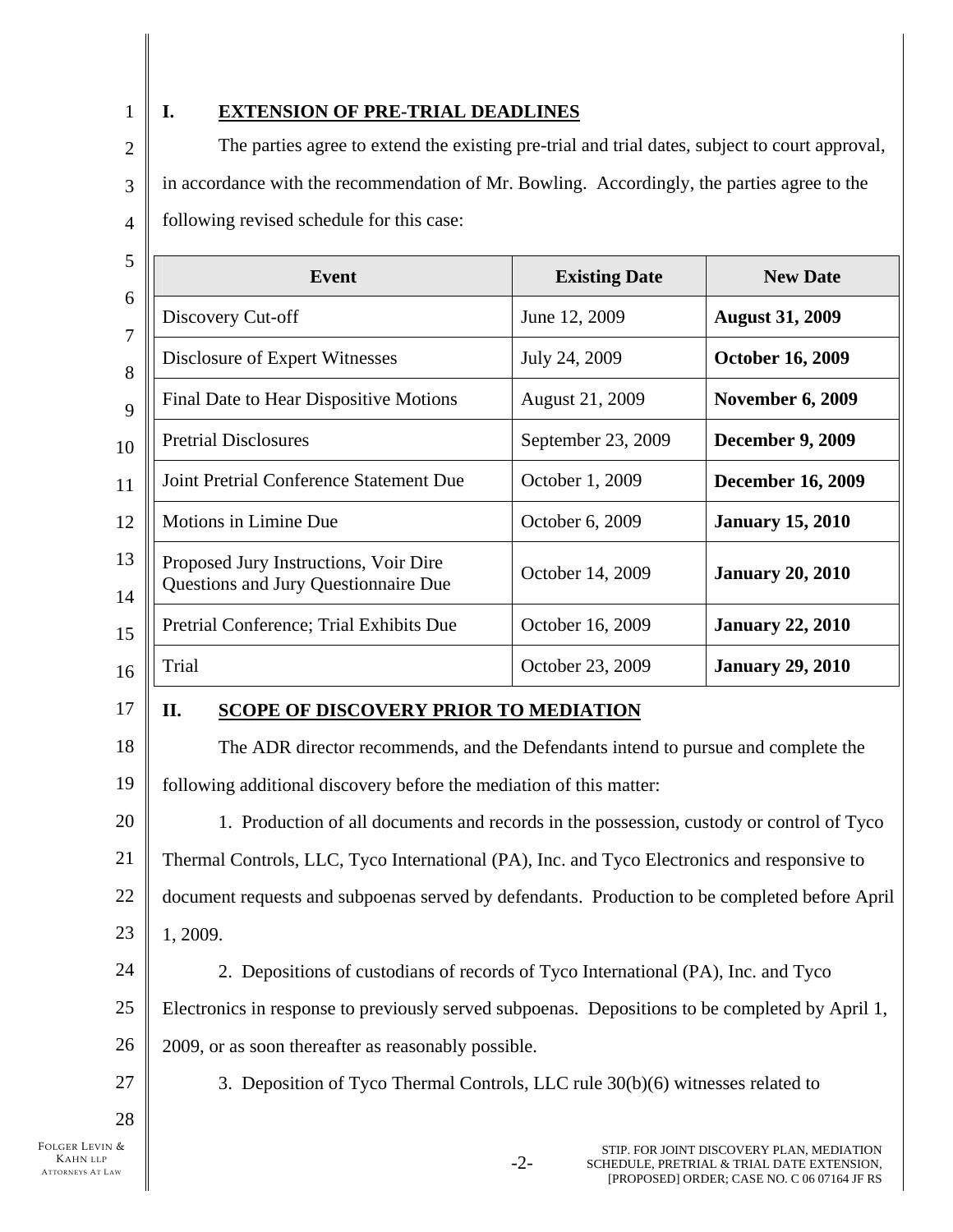## I. EXTENSION OF PRE-TRIAL DEADLINES

The parties agree to extend the existing pre-trial and trial dates, subject to court approval, in accordance with the recommendation of Mr. Bowling. Accordingly, the parties agree to the following revised schedule for this case:

| Event | Existing Date | New Date |
|---|---|---|
| Discovery Cut-off | June 12, 2009 | **August 31, 2009** |
| Disclosure of Expert Witnesses | July 24, 2009 | **October 16, 2009** |
| Final Date to Hear Dispositive Motions | August 21, 2009 | **November 6, 2009** |
| Pretrial Disclosures | September 23, 2009 | **December 9, 2009** |
| Joint Pretrial Conference Statement Due | October 1, 2009 | **December 16, 2009** |
| Motions in Limine Due | October 6, 2009 | **January 15, 2010** |
| Proposed Jury Instructions, Voir Dire Questions and Jury Questionnaire Due | October 14, 2009 | **January 20, 2010** |
| Pretrial Conference; Trial Exhibits Due | October 16, 2009 | **January 22, 2010** |
| Trial | October 23, 2009 | **January 29, 2010** |

## II. SCOPE OF DISCOVERY PRIOR TO MEDIATION

The ADR director recommends, and the Defendants intend to pursue and complete the following additional discovery before the mediation of this matter:

1. Production of all documents and records in the possession, custody or control of Tyco Thermal Controls, LLC, Tyco International (PA), Inc. and Tyco Electronics and responsive to document requests and subpoenas served by defendants. Production to be completed before April 1, 2009.

2. Depositions of custodians of records of Tyco International (PA), Inc. and Tyco Electronics in response to previously served subpoenas. Depositions to be completed by April 1, 2009, or as soon thereafter as reasonably possible.

3. Deposition of Tyco Thermal Controls, LLC rule 30(b)(6) witnesses related to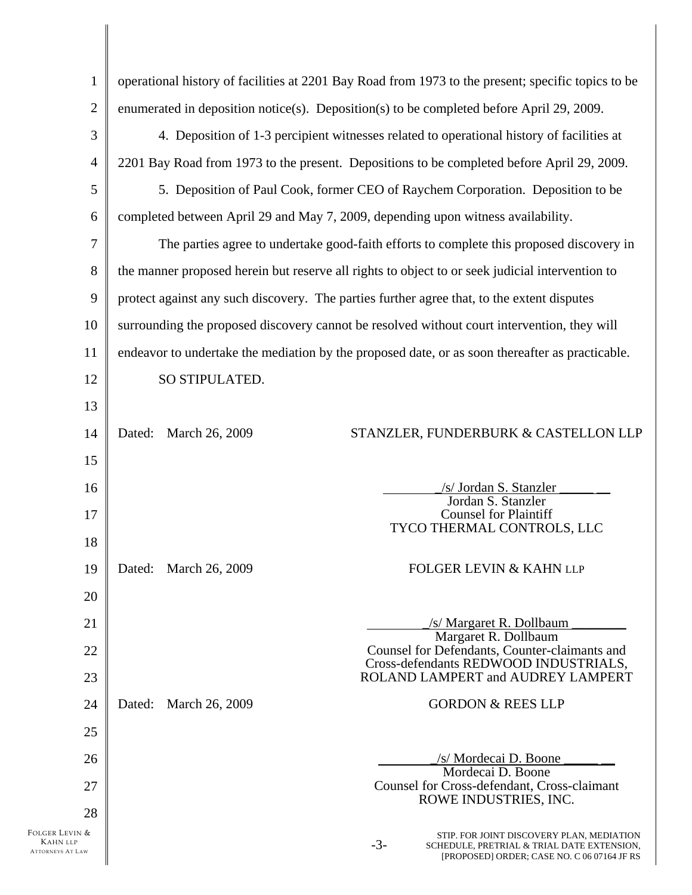operational history of facilities at 2201 Bay Road from 1973 to the present; specific topics to be enumerated in deposition notice(s). Deposition(s) to be completed before April 29, 2009.

4. Deposition of 1-3 percipient witnesses related to operational history of facilities at 2201 Bay Road from 1973 to the present. Depositions to be completed before April 29, 2009.

5. Deposition of Paul Cook, former CEO of Raychem Corporation. Deposition to be completed between April 29 and May 7, 2009, depending upon witness availability.

The parties agree to undertake good-faith efforts to complete this proposed discovery in the manner proposed herein but reserve all rights to object to or seek judicial intervention to protect against any such discovery. The parties further agree that, to the extent disputes surrounding the proposed discovery cannot be resolved without court intervention, they will endeavor to undertake the mediation by the proposed date, or as soon thereafter as practicable.

SO STIPULATED.

Dated: March 26, 2009

STANZLER, FUNDERBURK & CASTELLON LLP

/s/ Jordan S. Stanzler
Jordan S. Stanzler
Counsel for Plaintiff
TYCO THERMAL CONTROLS, LLC

Dated: March 26, 2009

FOLGER LEVIN & KAHN LLP

/s/ Margaret R. Dollbaum
Margaret R. Dollbaum
Counsel for Defendants, Counter-claimants and Cross-defendants REDWOOD INDUSTRIALS, ROLAND LAMPERT and AUDREY LAMPERT

Dated: March 26, 2009

GORDON & REES LLP

/s/ Mordecai D. Boone
Mordecai D. Boone
Counsel for Cross-defendant, Cross-claimant
ROWE INDUSTRIES, INC.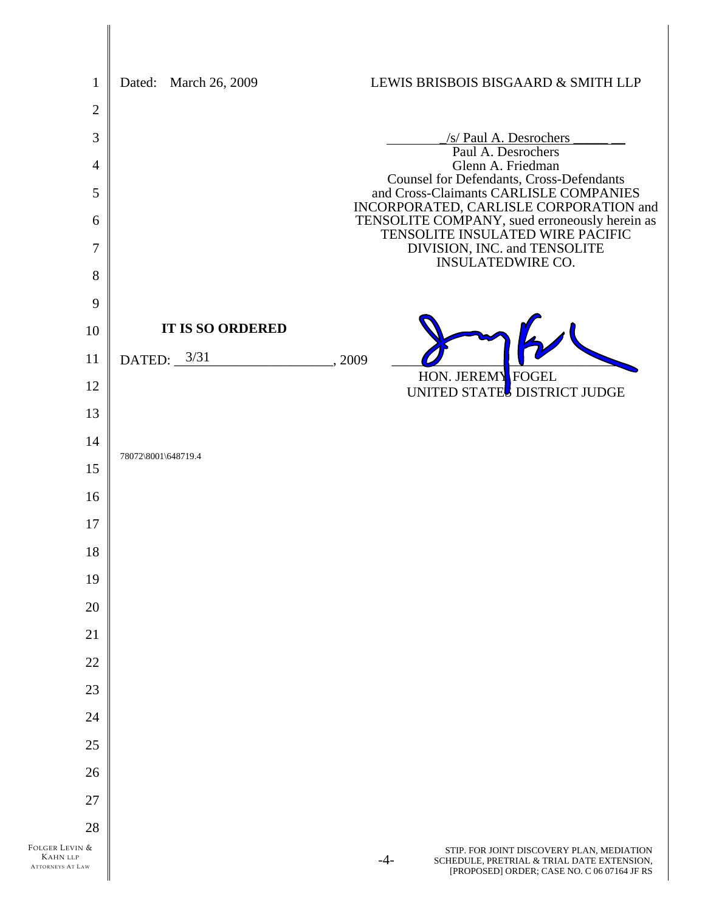Dated: March 26, 2009

LEWIS BRISBOIS BISGAARD & SMITH LLP

/s/ Paul A. Desrochers
Paul A. Desrochers
Glenn A. Friedman
Counsel for Defendants, Cross-Defendants and Cross-Claimants CARLISLE COMPANIES INCORPORATED, CARLISLE CORPORATION and TENSOLITE COMPANY, sued erroneously herein as TENSOLITE INSULATED WIRE PACIFIC DIVISION, INC. and TENSOLITE INSULATEDWIRE CO.

**IT IS SO ORDERED**

DATED: 3/31, 2009

HON. JEREMY FOGEL
UNITED STATES DISTRICT JUDGE

78072\8001\648719.4

STIP. FOR JOINT DISCOVERY PLAN, MEDIATION SCHEDULE, PRETRIAL & TRIAL DATE EXTENSION, [PROPOSED] ORDER; CASE NO. C 06 07164 JF RS